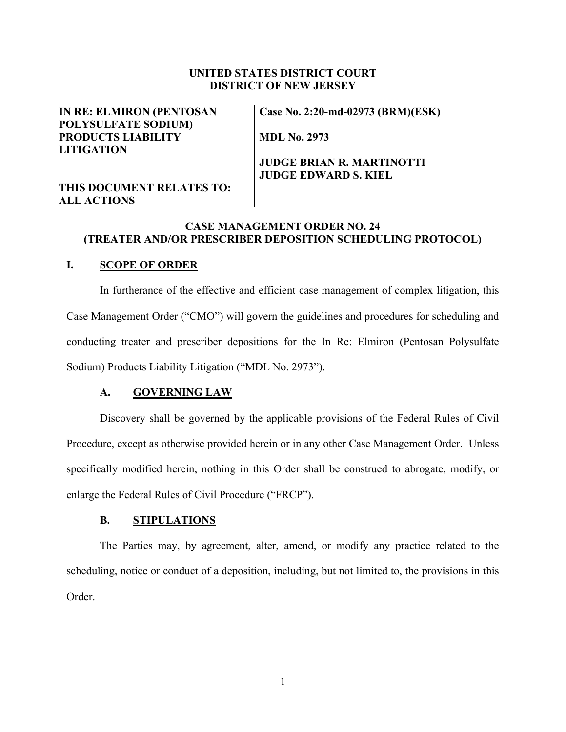**UNITED STATES DISTRICT COURT**
**DISTRICT OF NEW JERSEY**

| | |
|---|---|
| **IN RE: ELMIRON (PENTOSAN POLYSULFATE SODIUM) PRODUCTS LIABILITY LITIGATION** | **Case No. 2:20-md-02973 (BRM)(ESK)** |
| | **MDL No. 2973** |
| | **JUDGE BRIAN R. MARTINOTTI** **JUDGE EDWARD S. KIEL** |
| **THIS DOCUMENT RELATES TO: ALL ACTIONS** | |

**CASE MANAGEMENT ORDER NO. 24**
**(TREATER AND/OR PRESCRIBER DEPOSITION SCHEDULING PROTOCOL)**

## I. SCOPE OF ORDER

In furtherance of the effective and efficient case management of complex litigation, this Case Management Order ("CMO") will govern the guidelines and procedures for scheduling and conducting treater and prescriber depositions for the In Re: Elmiron (Pentosan Polysulfate Sodium) Products Liability Litigation ("MDL No. 2973").

### A. GOVERNING LAW

Discovery shall be governed by the applicable provisions of the Federal Rules of Civil Procedure, except as otherwise provided herein or in any other Case Management Order. Unless specifically modified herein, nothing in this Order shall be construed to abrogate, modify, or enlarge the Federal Rules of Civil Procedure ("FRCP").

### B. STIPULATIONS

The Parties may, by agreement, alter, amend, or modify any practice related to the scheduling, notice or conduct of a deposition, including, but not limited to, the provisions in this Order.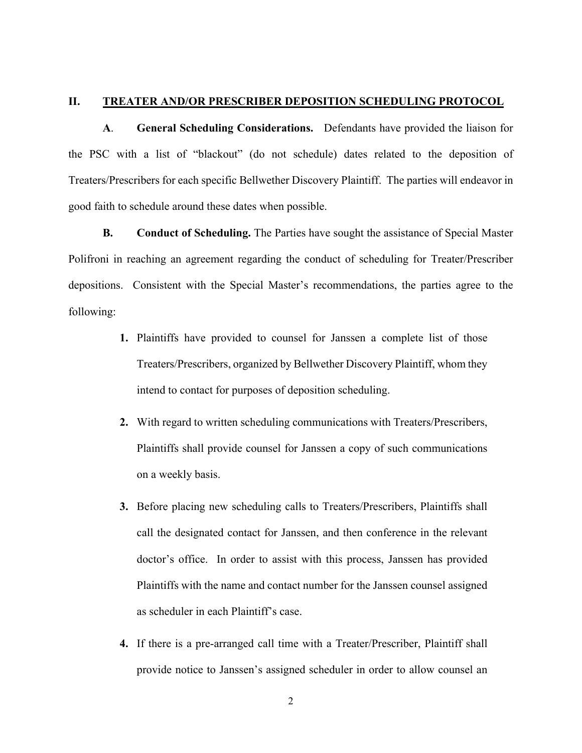## II. TREATER AND/OR PRESCRIBER DEPOSITION SCHEDULING PROTOCOL

**A. General Scheduling Considerations.** Defendants have provided the liaison for the PSC with a list of "blackout" (do not schedule) dates related to the deposition of Treaters/Prescribers for each specific Bellwether Discovery Plaintiff. The parties will endeavor in good faith to schedule around these dates when possible.

**B. Conduct of Scheduling.** The Parties have sought the assistance of Special Master Polifroni in reaching an agreement regarding the conduct of scheduling for Treater/Prescriber depositions. Consistent with the Special Master's recommendations, the parties agree to the following:

1. Plaintiffs have provided to counsel for Janssen a complete list of those Treaters/Prescribers, organized by Bellwether Discovery Plaintiff, whom they intend to contact for purposes of deposition scheduling.

2. With regard to written scheduling communications with Treaters/Prescribers, Plaintiffs shall provide counsel for Janssen a copy of such communications on a weekly basis.

3. Before placing new scheduling calls to Treaters/Prescribers, Plaintiffs shall call the designated contact for Janssen, and then conference in the relevant doctor's office. In order to assist with this process, Janssen has provided Plaintiffs with the name and contact number for the Janssen counsel assigned as scheduler in each Plaintiff's case.

4. If there is a pre-arranged call time with a Treater/Prescriber, Plaintiff shall provide notice to Janssen's assigned scheduler in order to allow counsel an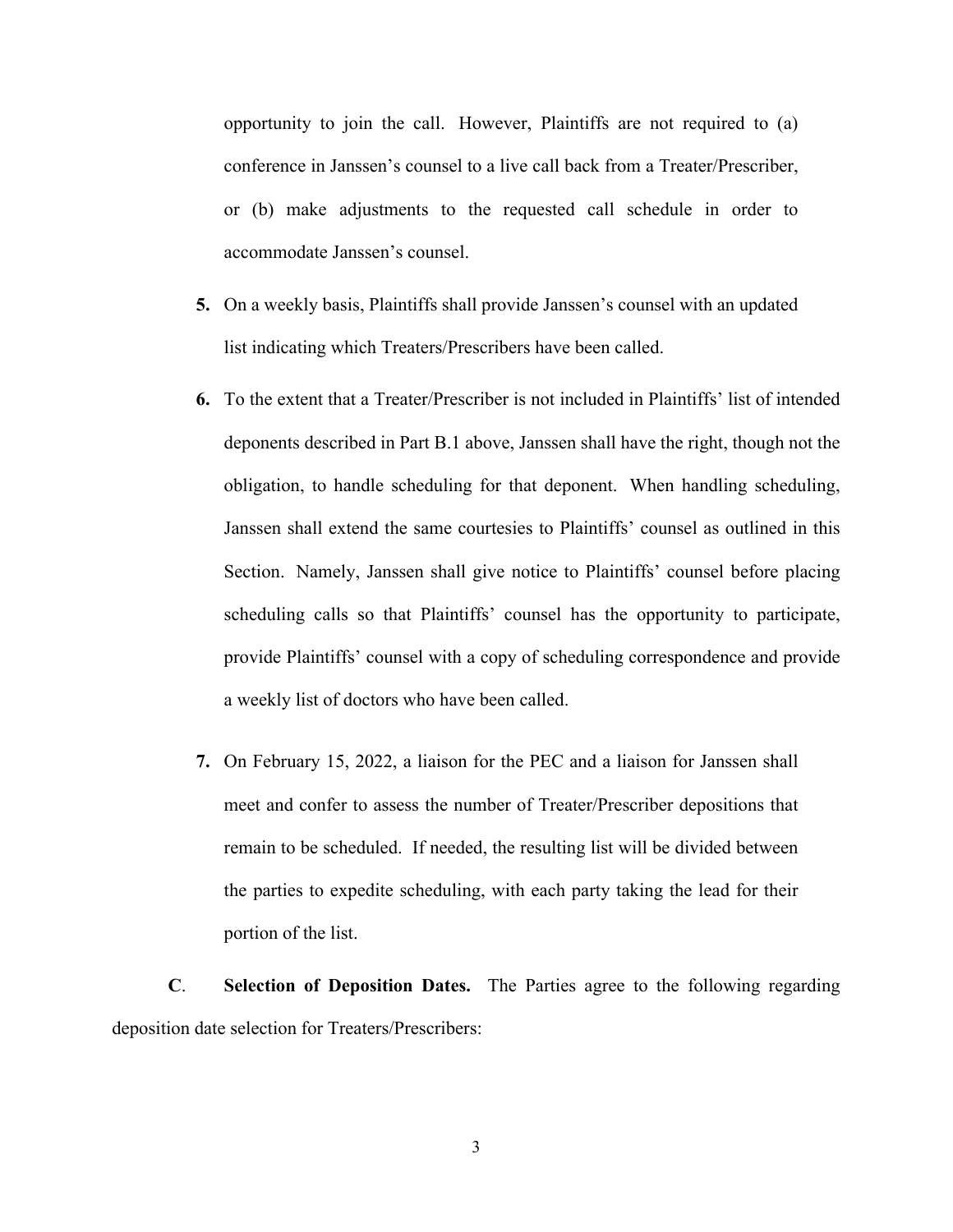opportunity to join the call. However, Plaintiffs are not required to (a) conference in Janssen's counsel to a live call back from a Treater/Prescriber, or (b) make adjustments to the requested call schedule in order to accommodate Janssen's counsel.

**5.** On a weekly basis, Plaintiffs shall provide Janssen's counsel with an updated list indicating which Treaters/Prescribers have been called.

**6.** To the extent that a Treater/Prescriber is not included in Plaintiffs' list of intended deponents described in Part B.1 above, Janssen shall have the right, though not the obligation, to handle scheduling for that deponent. When handling scheduling, Janssen shall extend the same courtesies to Plaintiffs' counsel as outlined in this Section. Namely, Janssen shall give notice to Plaintiffs' counsel before placing scheduling calls so that Plaintiffs' counsel has the opportunity to participate, provide Plaintiffs' counsel with a copy of scheduling correspondence and provide a weekly list of doctors who have been called.

**7.** On February 15, 2022, a liaison for the PEC and a liaison for Janssen shall meet and confer to assess the number of Treater/Prescriber depositions that remain to be scheduled. If needed, the resulting list will be divided between the parties to expedite scheduling, with each party taking the lead for their portion of the list.

**C**. **Selection of Deposition Dates.** The Parties agree to the following regarding deposition date selection for Treaters/Prescribers: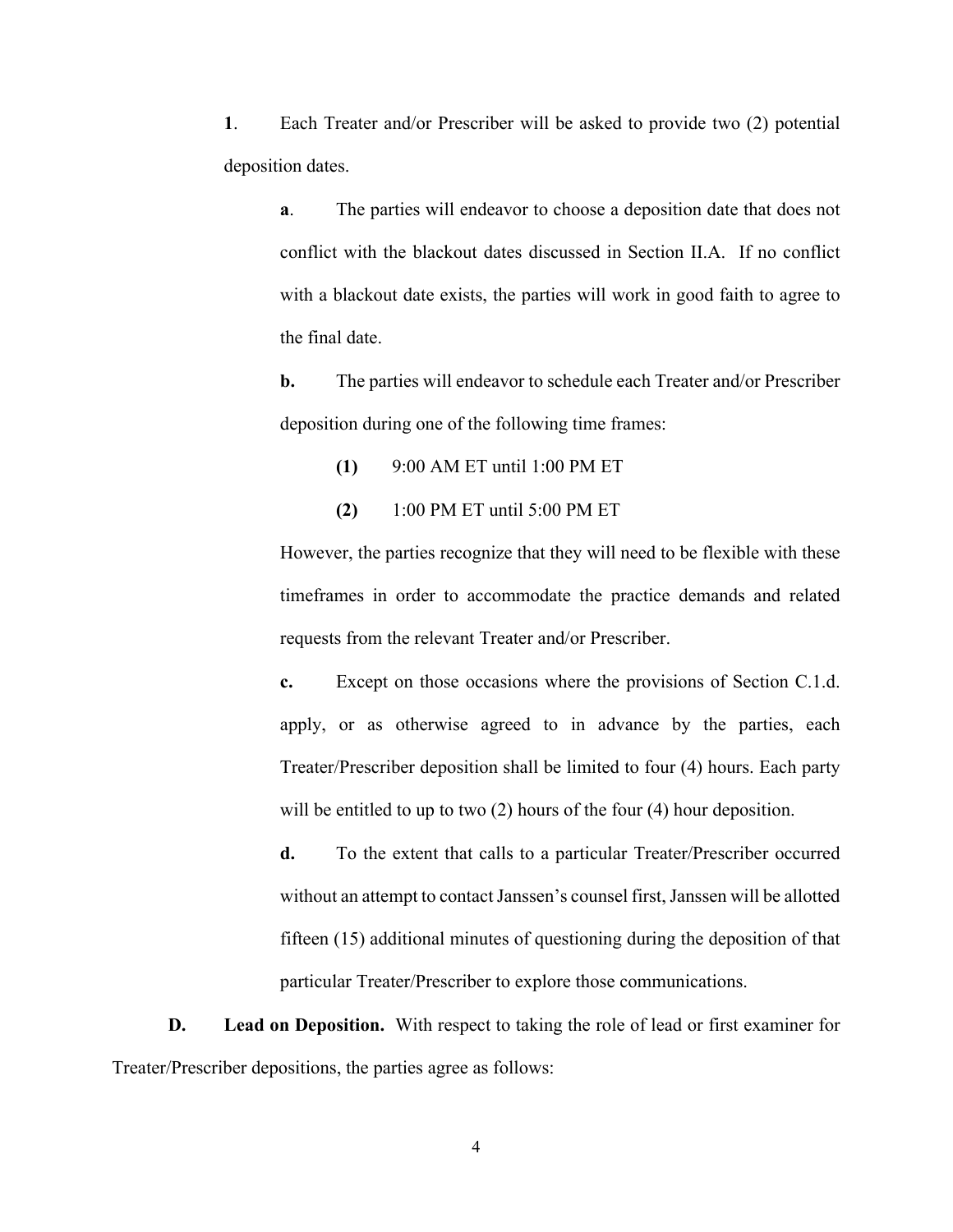**1**. Each Treater and/or Prescriber will be asked to provide two (2) potential deposition dates.

**a**. The parties will endeavor to choose a deposition date that does not conflict with the blackout dates discussed in Section II.A. If no conflict with a blackout date exists, the parties will work in good faith to agree to the final date.

**b.** The parties will endeavor to schedule each Treater and/or Prescriber deposition during one of the following time frames:

**(1)** 9:00 AM ET until 1:00 PM ET

**(2)** 1:00 PM ET until 5:00 PM ET

However, the parties recognize that they will need to be flexible with these timeframes in order to accommodate the practice demands and related requests from the relevant Treater and/or Prescriber.

**c.** Except on those occasions where the provisions of Section C.1.d. apply, or as otherwise agreed to in advance by the parties, each Treater/Prescriber deposition shall be limited to four (4) hours. Each party will be entitled to up to two (2) hours of the four (4) hour deposition.

**d.** To the extent that calls to a particular Treater/Prescriber occurred without an attempt to contact Janssen's counsel first, Janssen will be allotted fifteen (15) additional minutes of questioning during the deposition of that particular Treater/Prescriber to explore those communications.

**D. Lead on Deposition.** With respect to taking the role of lead or first examiner for Treater/Prescriber depositions, the parties agree as follows: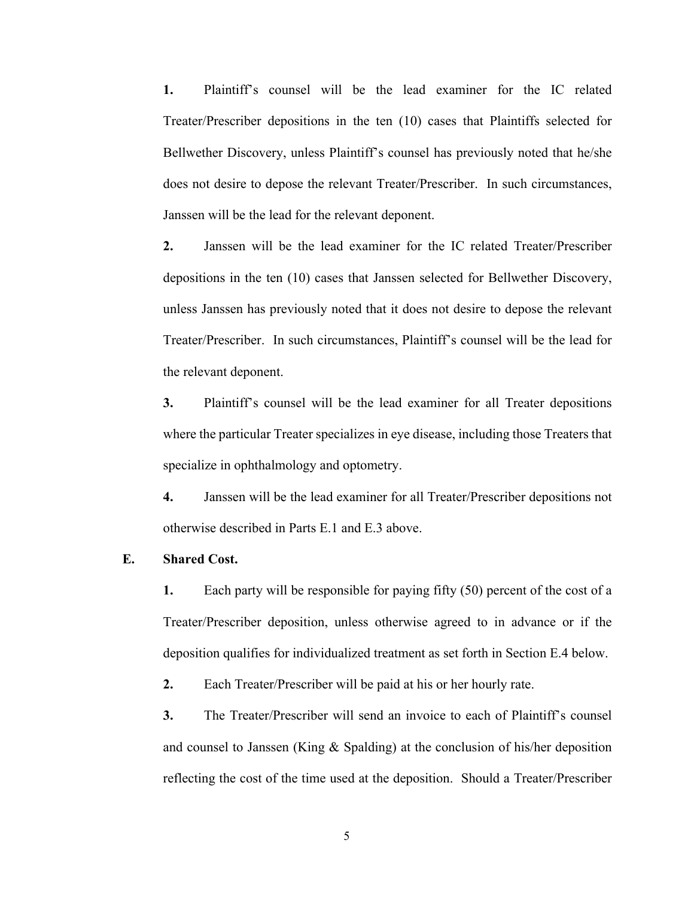**1.** Plaintiff's counsel will be the lead examiner for the IC related Treater/Prescriber depositions in the ten (10) cases that Plaintiffs selected for Bellwether Discovery, unless Plaintiff's counsel has previously noted that he/she does not desire to depose the relevant Treater/Prescriber. In such circumstances, Janssen will be the lead for the relevant deponent.

**2.** Janssen will be the lead examiner for the IC related Treater/Prescriber depositions in the ten (10) cases that Janssen selected for Bellwether Discovery, unless Janssen has previously noted that it does not desire to depose the relevant Treater/Prescriber. In such circumstances, Plaintiff's counsel will be the lead for the relevant deponent.

**3.** Plaintiff's counsel will be the lead examiner for all Treater depositions where the particular Treater specializes in eye disease, including those Treaters that specialize in ophthalmology and optometry.

**4.** Janssen will be the lead examiner for all Treater/Prescriber depositions not otherwise described in Parts E.1 and E.3 above.

**E. Shared Cost.**

**1.** Each party will be responsible for paying fifty (50) percent of the cost of a Treater/Prescriber deposition, unless otherwise agreed to in advance or if the deposition qualifies for individualized treatment as set forth in Section E.4 below.

**2.** Each Treater/Prescriber will be paid at his or her hourly rate.

**3.** The Treater/Prescriber will send an invoice to each of Plaintiff's counsel and counsel to Janssen (King & Spalding) at the conclusion of his/her deposition reflecting the cost of the time used at the deposition. Should a Treater/Prescriber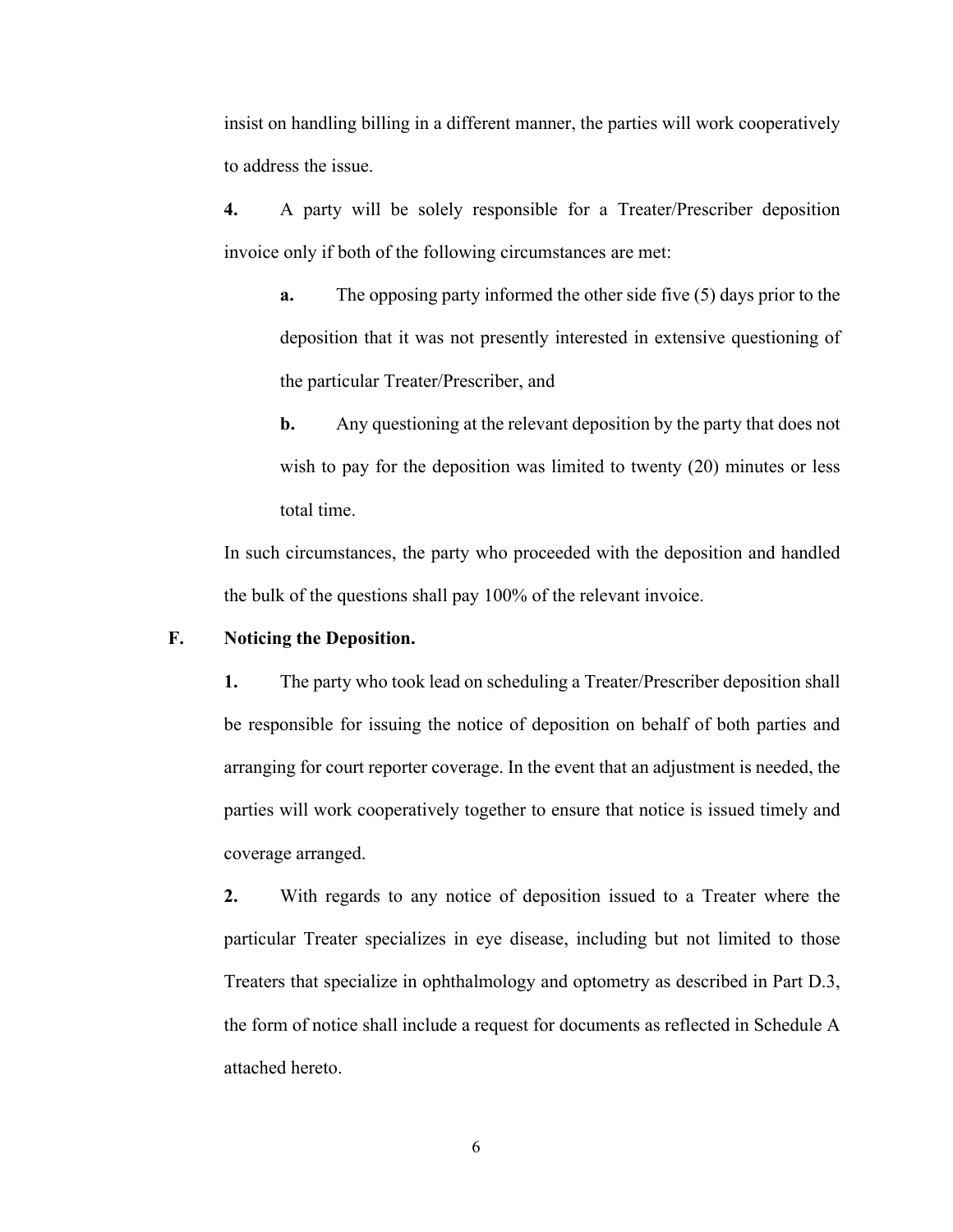insist on handling billing in a different manner, the parties will work cooperatively to address the issue.

**4.** A party will be solely responsible for a Treater/Prescriber deposition invoice only if both of the following circumstances are met:

> **a.** The opposing party informed the other side five (5) days prior to the deposition that it was not presently interested in extensive questioning of the particular Treater/Prescriber, and
>
> **b.** Any questioning at the relevant deposition by the party that does not wish to pay for the deposition was limited to twenty (20) minutes or less total time.

In such circumstances, the party who proceeded with the deposition and handled the bulk of the questions shall pay 100% of the relevant invoice.

## F. Noticing the Deposition.

**1.** The party who took lead on scheduling a Treater/Prescriber deposition shall be responsible for issuing the notice of deposition on behalf of both parties and arranging for court reporter coverage. In the event that an adjustment is needed, the parties will work cooperatively together to ensure that notice is issued timely and coverage arranged.

**2.** With regards to any notice of deposition issued to a Treater where the particular Treater specializes in eye disease, including but not limited to those Treaters that specialize in ophthalmology and optometry as described in Part D.3, the form of notice shall include a request for documents as reflected in Schedule A attached hereto.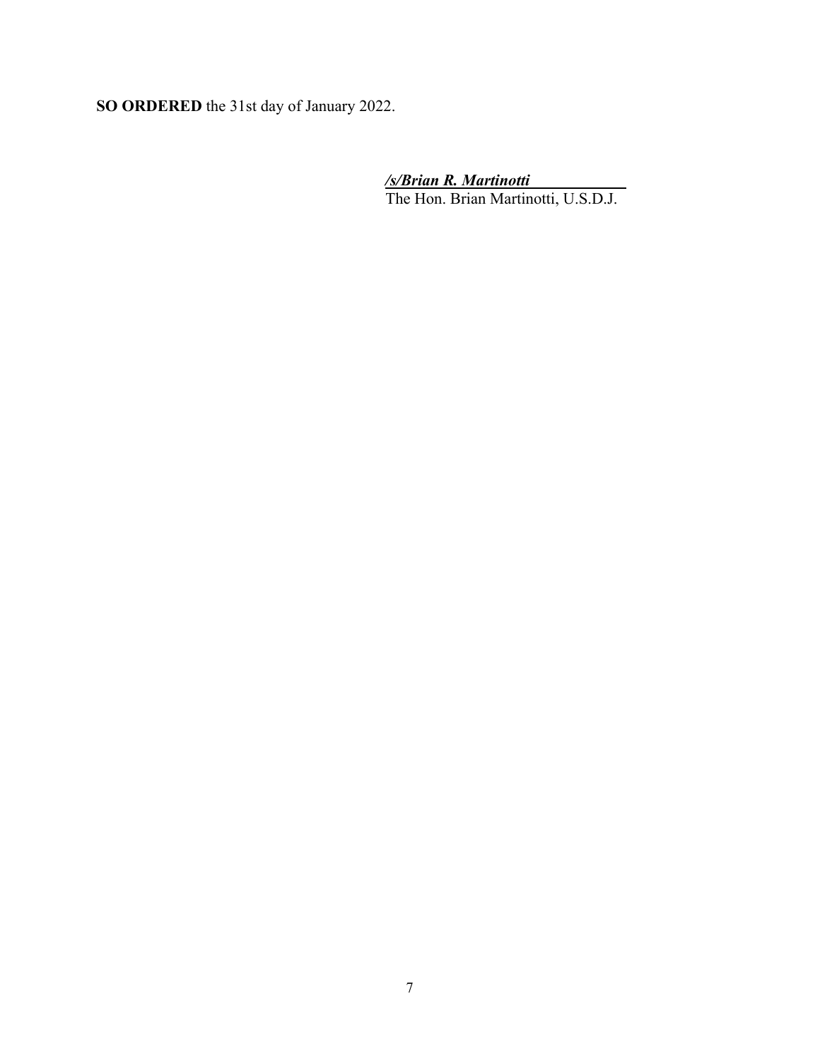**SO ORDERED** the 31st day of January 2022.

***/s/Brian R. Martinotti***
The Hon. Brian Martinotti, U.S.D.J.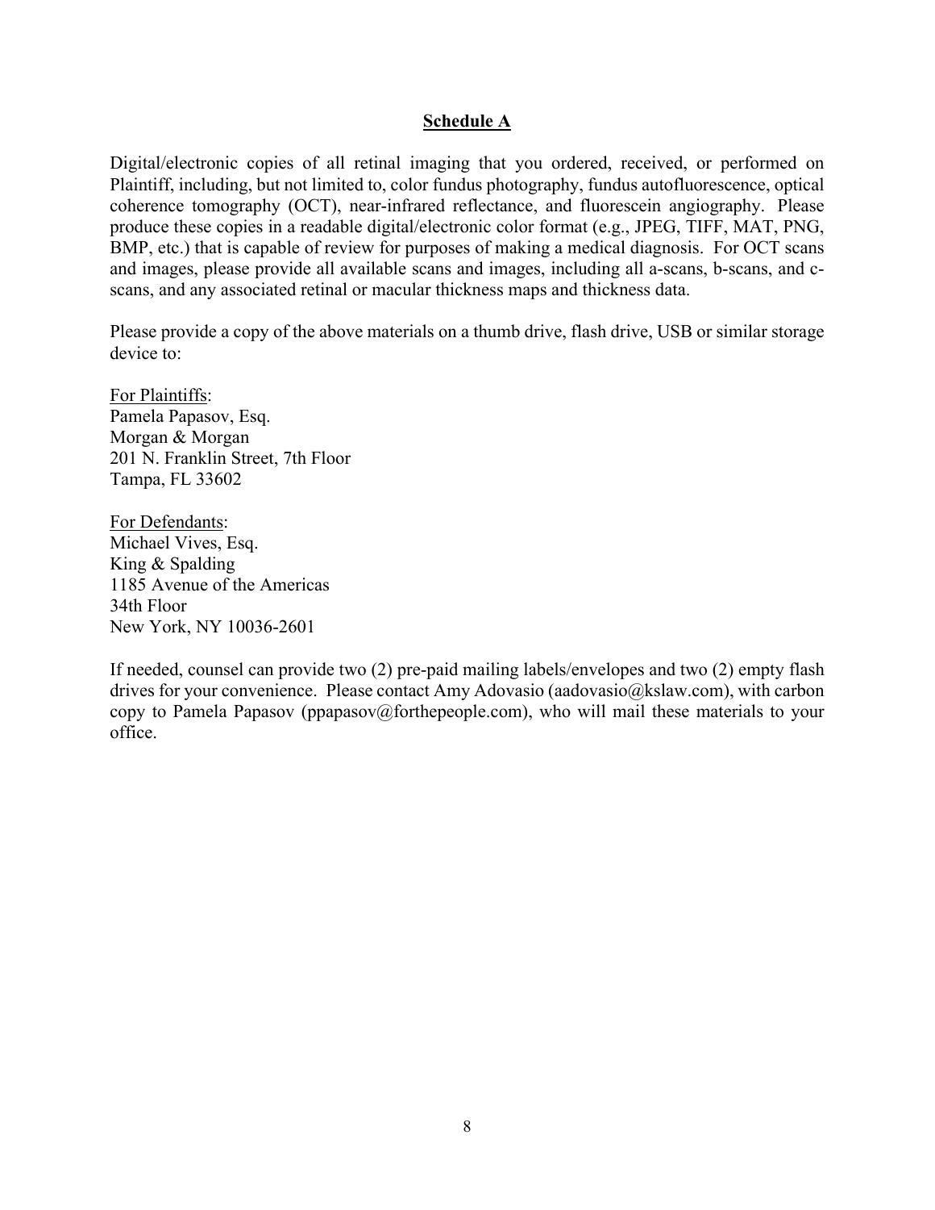## Schedule A

Digital/electronic copies of all retinal imaging that you ordered, received, or performed on Plaintiff, including, but not limited to, color fundus photography, fundus autofluorescence, optical coherence tomography (OCT), near-infrared reflectance, and fluorescein angiography. Please produce these copies in a readable digital/electronic color format (e.g., JPEG, TIFF, MAT, PNG, BMP, etc.) that is capable of review for purposes of making a medical diagnosis. For OCT scans and images, please provide all available scans and images, including all a-scans, b-scans, and c-scans, and any associated retinal or macular thickness maps and thickness data.

Please provide a copy of the above materials on a thumb drive, flash drive, USB or similar storage device to:

For Plaintiffs:
Pamela Papasov, Esq.
Morgan & Morgan
201 N. Franklin Street, 7th Floor
Tampa, FL 33602

For Defendants:
Michael Vives, Esq.
King & Spalding
1185 Avenue of the Americas
34th Floor
New York, NY 10036-2601

If needed, counsel can provide two (2) pre-paid mailing labels/envelopes and two (2) empty flash drives for your convenience. Please contact Amy Adovasio (aadovasio@kslaw.com), with carbon copy to Pamela Papasov (ppapasov@forthepeople.com), who will mail these materials to your office.